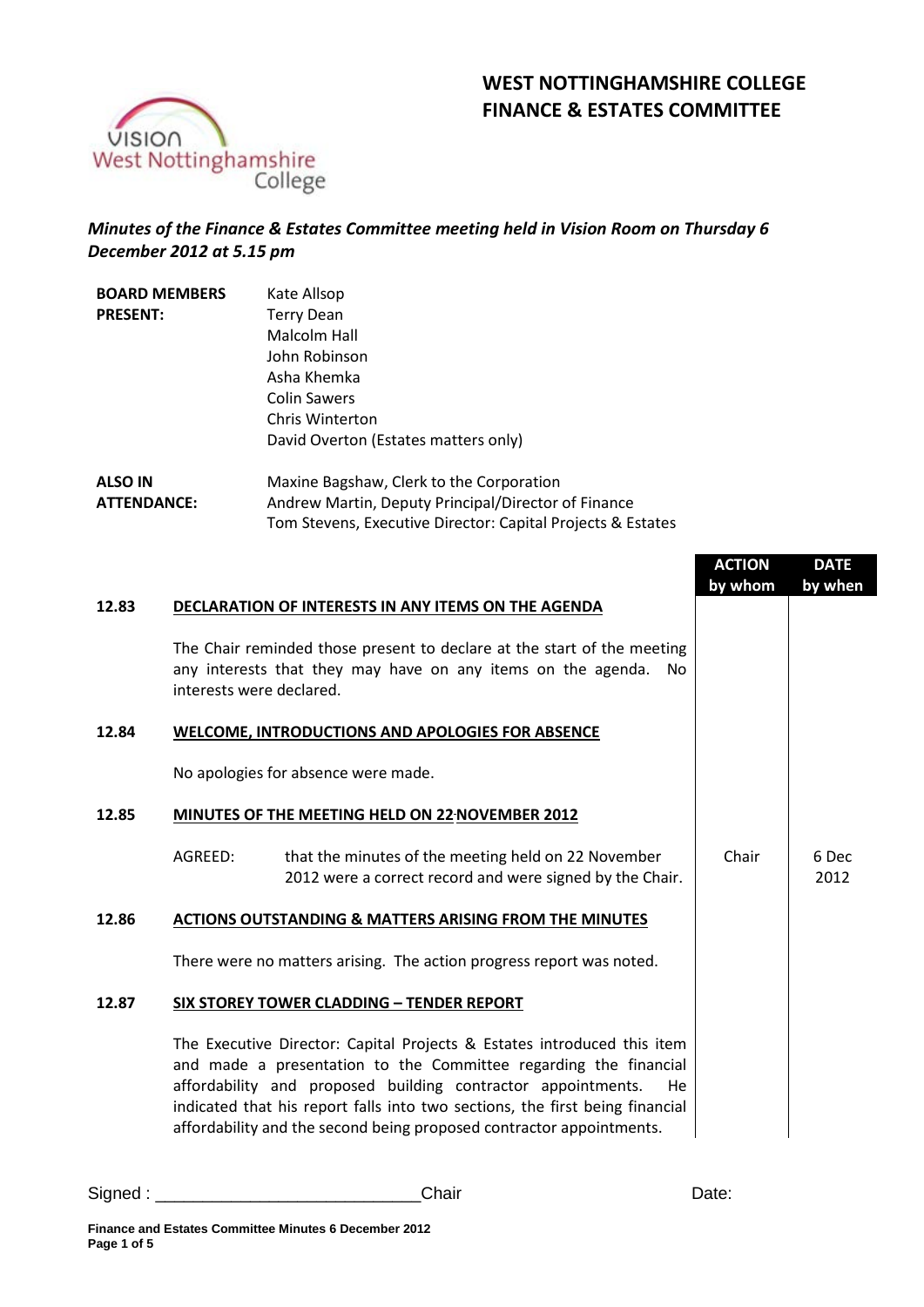# WEST NOTTINGHAMSHIRE COLLEGE
# FINANCE & ESTATES COMMITTEE

*Minutes of the Finance & Estates Committee meeting held in Vision Room on Thursday 6 December 2012 at 5.15 pm*

**BOARD MEMBERS PRESENT:**
Kate Allsop
Terry Dean
Malcolm Hall
John Robinson
Asha Khemka
Colin Sawers
Chris Winterton
David Overton (Estates matters only)

**ALSO IN ATTENDANCE:**
Maxine Bagshaw, Clerk to the Corporation
Andrew Martin, Deputy Principal/Director of Finance
Tom Stevens, Executive Director: Capital Projects & Estates

| | | ACTION by whom | DATE by when |
|---|---|---|---|
| **12.83** | **DECLARATION OF INTERESTS IN ANY ITEMS ON THE AGENDA** | | |
| | The Chair reminded those present to declare at the start of the meeting any interests that they may have on any items on the agenda. No interests were declared. | | |
| **12.84** | **WELCOME, INTRODUCTIONS AND APOLOGIES FOR ABSENCE** | | |
| | No apologies for absence were made. | | |
| **12.85** | **MINUTES OF THE MEETING HELD ON 22 NOVEMBER 2012** | | |
| | AGREED: that the minutes of the meeting held on 22 November 2012 were a correct record and were signed by the Chair. | Chair | 6 Dec 2012 |
| **12.86** | **ACTIONS OUTSTANDING & MATTERS ARISING FROM THE MINUTES** | | |
| | There were no matters arising. The action progress report was noted. | | |
| **12.87** | **SIX STOREY TOWER CLADDING – TENDER REPORT** | | |
| | The Executive Director: Capital Projects & Estates introduced this item and made a presentation to the Committee regarding the financial affordability and proposed building contractor appointments. He indicated that his report falls into two sections, the first being financial affordability and the second being proposed contractor appointments. | | |

Signed : ___________________________Chair Date: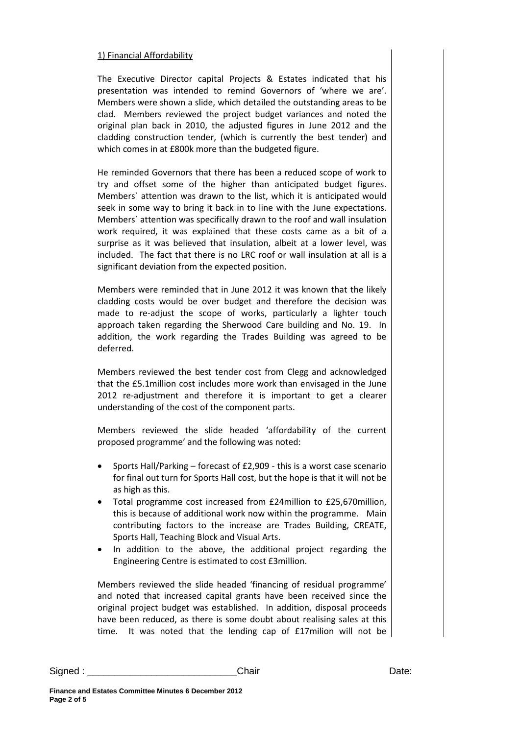1) Financial Affordability

The Executive Director capital Projects & Estates indicated that his presentation was intended to remind Governors of 'where we are'. Members were shown a slide, which detailed the outstanding areas to be clad. Members reviewed the project budget variances and noted the original plan back in 2010, the adjusted figures in June 2012 and the cladding construction tender, (which is currently the best tender) and which comes in at £800k more than the budgeted figure.

He reminded Governors that there has been a reduced scope of work to try and offset some of the higher than anticipated budget figures. Members` attention was drawn to the list, which it is anticipated would seek in some way to bring it back in to line with the June expectations. Members` attention was specifically drawn to the roof and wall insulation work required, it was explained that these costs came as a bit of a surprise as it was believed that insulation, albeit at a lower level, was included. The fact that there is no LRC roof or wall insulation at all is a significant deviation from the expected position.

Members were reminded that in June 2012 it was known that the likely cladding costs would be over budget and therefore the decision was made to re-adjust the scope of works, particularly a lighter touch approach taken regarding the Sherwood Care building and No. 19. In addition, the work regarding the Trades Building was agreed to be deferred.

Members reviewed the best tender cost from Clegg and acknowledged that the £5.1million cost includes more work than envisaged in the June 2012 re-adjustment and therefore it is important to get a clearer understanding of the cost of the component parts.

Members reviewed the slide headed 'affordability of the current proposed programme' and the following was noted:

- Sports Hall/Parking – forecast of £2,909 - this is a worst case scenario for final out turn for Sports Hall cost, but the hope is that it will not be as high as this.
- Total programme cost increased from £24million to £25,670million, this is because of additional work now within the programme. Main contributing factors to the increase are Trades Building, CREATE, Sports Hall, Teaching Block and Visual Arts.
- In addition to the above, the additional project regarding the Engineering Centre is estimated to cost £3million.

Members reviewed the slide headed 'financing of residual programme' and noted that increased capital grants have been received since the original project budget was established. In addition, disposal proceeds have been reduced, as there is some doubt about realising sales at this time. It was noted that the lending cap of £17milion will not be

Signed : ___________________________Chair Date: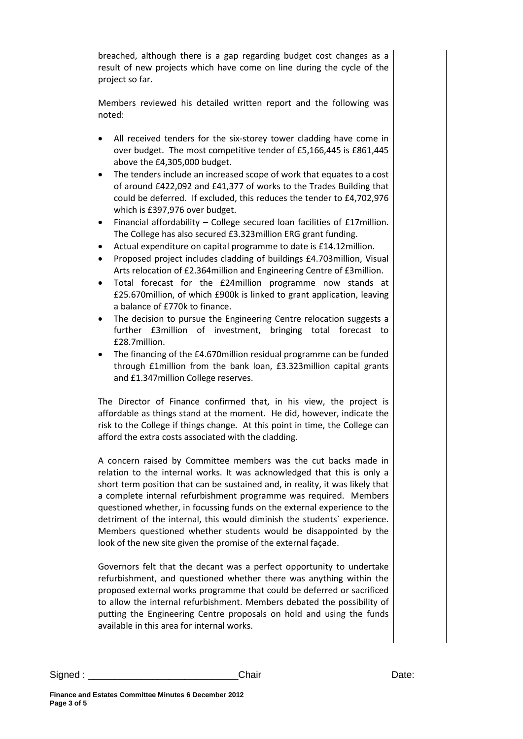breached, although there is a gap regarding budget cost changes as a result of new projects which have come on line during the cycle of the project so far.

Members reviewed his detailed written report and the following was noted:

- All received tenders for the six-storey tower cladding have come in over budget. The most competitive tender of £5,166,445 is £861,445 above the £4,305,000 budget.
- The tenders include an increased scope of work that equates to a cost of around £422,092 and £41,377 of works to the Trades Building that could be deferred. If excluded, this reduces the tender to £4,702,976 which is £397,976 over budget.
- Financial affordability – College secured loan facilities of £17million. The College has also secured £3.323million ERG grant funding.
- Actual expenditure on capital programme to date is £14.12million.
- Proposed project includes cladding of buildings £4.703million, Visual Arts relocation of £2.364million and Engineering Centre of £3million.
- Total forecast for the £24million programme now stands at £25.670million, of which £900k is linked to grant application, leaving a balance of £770k to finance.
- The decision to pursue the Engineering Centre relocation suggests a further £3million of investment, bringing total forecast to £28.7million.
- The financing of the £4.670million residual programme can be funded through £1million from the bank loan, £3.323million capital grants and £1.347million College reserves.

The Director of Finance confirmed that, in his view, the project is affordable as things stand at the moment. He did, however, indicate the risk to the College if things change. At this point in time, the College can afford the extra costs associated with the cladding.

A concern raised by Committee members was the cut backs made in relation to the internal works. It was acknowledged that this is only a short term position that can be sustained and, in reality, it was likely that a complete internal refurbishment programme was required. Members questioned whether, in focussing funds on the external experience to the detriment of the internal, this would diminish the students` experience. Members questioned whether students would be disappointed by the look of the new site given the promise of the external façade.

Governors felt that the decant was a perfect opportunity to undertake refurbishment, and questioned whether there was anything within the proposed external works programme that could be deferred or sacrificed to allow the internal refurbishment. Members debated the possibility of putting the Engineering Centre proposals on hold and using the funds available in this area for internal works.

Signed : ____________________________Chair Date: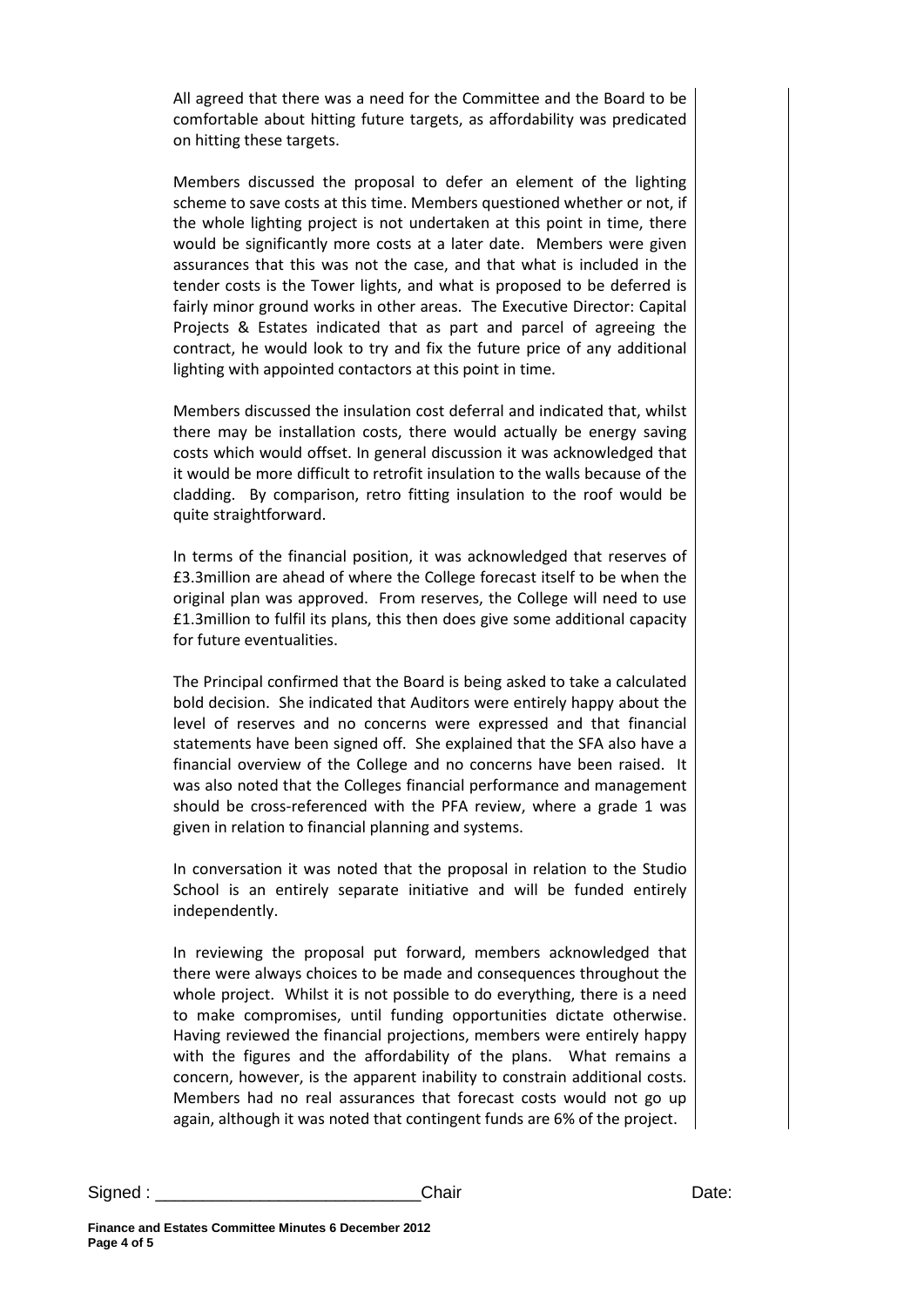All agreed that there was a need for the Committee and the Board to be comfortable about hitting future targets, as affordability was predicated on hitting these targets.

Members discussed the proposal to defer an element of the lighting scheme to save costs at this time. Members questioned whether or not, if the whole lighting project is not undertaken at this point in time, there would be significantly more costs at a later date. Members were given assurances that this was not the case, and that what is included in the tender costs is the Tower lights, and what is proposed to be deferred is fairly minor ground works in other areas. The Executive Director: Capital Projects & Estates indicated that as part and parcel of agreeing the contract, he would look to try and fix the future price of any additional lighting with appointed contactors at this point in time.

Members discussed the insulation cost deferral and indicated that, whilst there may be installation costs, there would actually be energy saving costs which would offset. In general discussion it was acknowledged that it would be more difficult to retrofit insulation to the walls because of the cladding. By comparison, retro fitting insulation to the roof would be quite straightforward.

In terms of the financial position, it was acknowledged that reserves of £3.3million are ahead of where the College forecast itself to be when the original plan was approved. From reserves, the College will need to use £1.3million to fulfil its plans, this then does give some additional capacity for future eventualities.

The Principal confirmed that the Board is being asked to take a calculated bold decision. She indicated that Auditors were entirely happy about the level of reserves and no concerns were expressed and that financial statements have been signed off. She explained that the SFA also have a financial overview of the College and no concerns have been raised. It was also noted that the Colleges financial performance and management should be cross-referenced with the PFA review, where a grade 1 was given in relation to financial planning and systems.

In conversation it was noted that the proposal in relation to the Studio School is an entirely separate initiative and will be funded entirely independently.

In reviewing the proposal put forward, members acknowledged that there were always choices to be made and consequences throughout the whole project. Whilst it is not possible to do everything, there is a need to make compromises, until funding opportunities dictate otherwise. Having reviewed the financial projections, members were entirely happy with the figures and the affordability of the plans. What remains a concern, however, is the apparent inability to constrain additional costs. Members had no real assurances that forecast costs would not go up again, although it was noted that contingent funds are 6% of the project.

Signed : ____________________________Chair Date: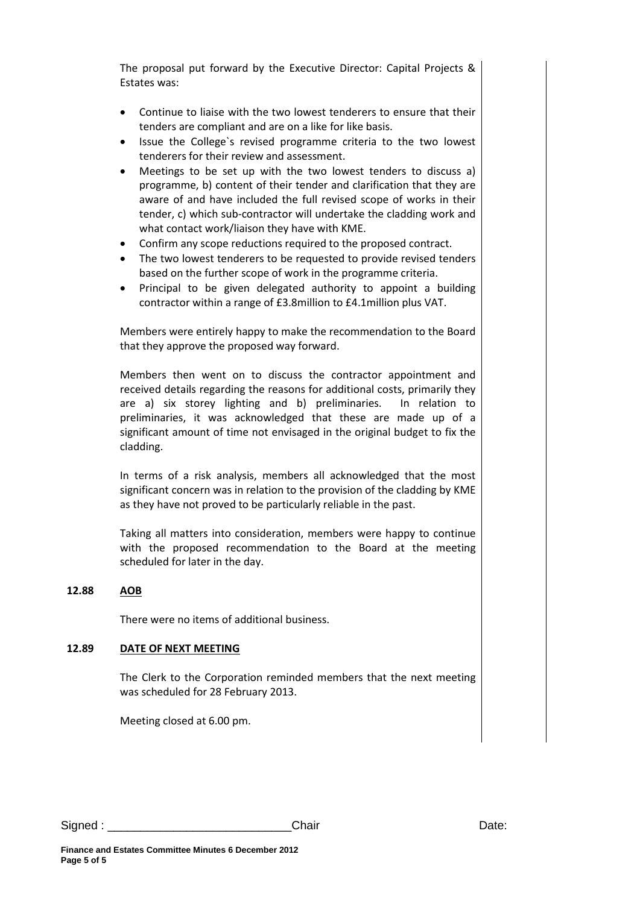The proposal put forward by the Executive Director: Capital Projects & Estates was:

- Continue to liaise with the two lowest tenderers to ensure that their tenders are compliant and are on a like for like basis.
- Issue the College`s revised programme criteria to the two lowest tenderers for their review and assessment.
- Meetings to be set up with the two lowest tenders to discuss a) programme, b) content of their tender and clarification that they are aware of and have included the full revised scope of works in their tender, c) which sub-contractor will undertake the cladding work and what contact work/liaison they have with KME.
- Confirm any scope reductions required to the proposed contract.
- The two lowest tenderers to be requested to provide revised tenders based on the further scope of work in the programme criteria.
- Principal to be given delegated authority to appoint a building contractor within a range of £3.8million to £4.1million plus VAT.

Members were entirely happy to make the recommendation to the Board that they approve the proposed way forward.

Members then went on to discuss the contractor appointment and received details regarding the reasons for additional costs, primarily they are a) six storey lighting and b) preliminaries. In relation to preliminaries, it was acknowledged that these are made up of a significant amount of time not envisaged in the original budget to fix the cladding.

In terms of a risk analysis, members all acknowledged that the most significant concern was in relation to the provision of the cladding by KME as they have not proved to be particularly reliable in the past.

Taking all matters into consideration, members were happy to continue with the proposed recommendation to the Board at the meeting scheduled for later in the day.

**12.88 AOB**

There were no items of additional business.

**12.89 DATE OF NEXT MEETING**

The Clerk to the Corporation reminded members that the next meeting was scheduled for 28 February 2013.

Meeting closed at 6.00 pm.

Signed : ___________________________Chair Date: